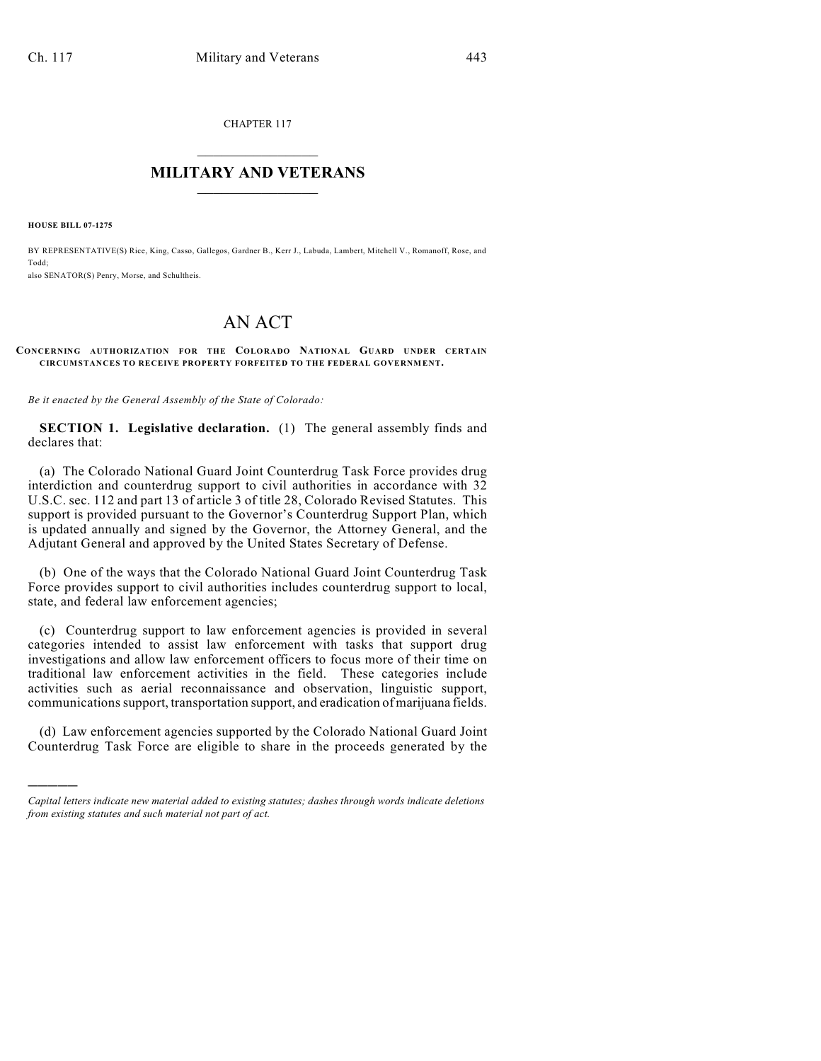CHAPTER 117

# MILITARY AND VETERANS

**HOUSE BILL 07-1275**

BY REPRESENTATIVE(S) Rice, King, Casso, Gallegos, Gardner B., Kerr J., Labuda, Lambert, Mitchell V., Romanoff, Rose, and Todd;
also SENATOR(S) Penry, Morse, and Schultheis.

# AN ACT

**CONCERNING AUTHORIZATION FOR THE COLORADO NATIONAL GUARD UNDER CERTAIN CIRCUMSTANCES TO RECEIVE PROPERTY FORFEITED TO THE FEDERAL GOVERNMENT.**

*Be it enacted by the General Assembly of the State of Colorado:*

**SECTION 1. Legislative declaration.** (1) The general assembly finds and declares that:

(a) The Colorado National Guard Joint Counterdrug Task Force provides drug interdiction and counterdrug support to civil authorities in accordance with 32 U.S.C. sec. 112 and part 13 of article 3 of title 28, Colorado Revised Statutes. This support is provided pursuant to the Governor's Counterdrug Support Plan, which is updated annually and signed by the Governor, the Attorney General, and the Adjutant General and approved by the United States Secretary of Defense.

(b) One of the ways that the Colorado National Guard Joint Counterdrug Task Force provides support to civil authorities includes counterdrug support to local, state, and federal law enforcement agencies;

(c) Counterdrug support to law enforcement agencies is provided in several categories intended to assist law enforcement with tasks that support drug investigations and allow law enforcement officers to focus more of their time on traditional law enforcement activities in the field. These categories include activities such as aerial reconnaissance and observation, linguistic support, communications support, transportation support, and eradication of marijuana fields.

(d) Law enforcement agencies supported by the Colorado National Guard Joint Counterdrug Task Force are eligible to share in the proceeds generated by the

---

*Capital letters indicate new material added to existing statutes; dashes through words indicate deletions from existing statutes and such material not part of act.*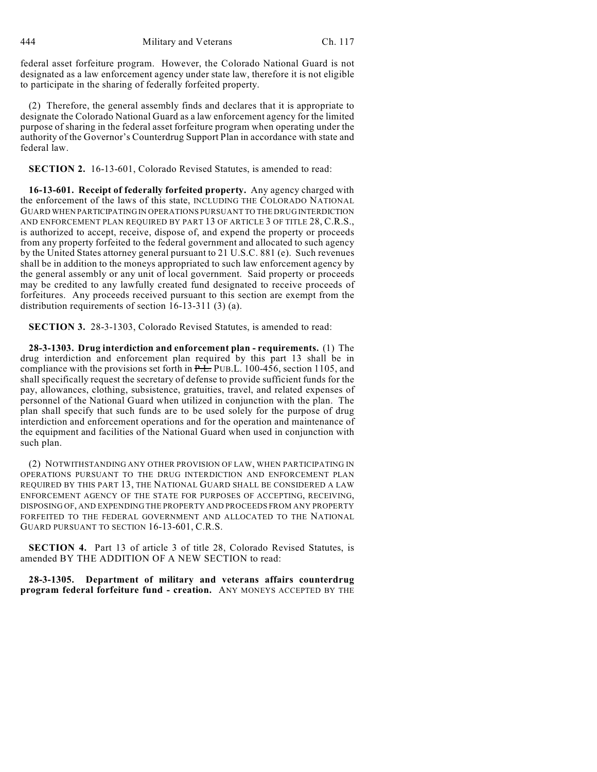federal asset forfeiture program. However, the Colorado National Guard is not designated as a law enforcement agency under state law, therefore it is not eligible to participate in the sharing of federally forfeited property.

(2) Therefore, the general assembly finds and declares that it is appropriate to designate the Colorado National Guard as a law enforcement agency for the limited purpose of sharing in the federal asset forfeiture program when operating under the authority of the Governor's Counterdrug Support Plan in accordance with state and federal law.

**SECTION 2.** 16-13-601, Colorado Revised Statutes, is amended to read:

**16-13-601. Receipt of federally forfeited property.** Any agency charged with the enforcement of the laws of this state, INCLUDING THE COLORADO NATIONAL GUARD WHEN PARTICIPATING IN OPERATIONS PURSUANT TO THE DRUG INTERDICTION AND ENFORCEMENT PLAN REQUIRED BY PART 13 OF ARTICLE 3 OF TITLE 28, C.R.S., is authorized to accept, receive, dispose of, and expend the property or proceeds from any property forfeited to the federal government and allocated to such agency by the United States attorney general pursuant to 21 U.S.C. 881 (e). Such revenues shall be in addition to the moneys appropriated to such law enforcement agency by the general assembly or any unit of local government. Said property or proceeds may be credited to any lawfully created fund designated to receive proceeds of forfeitures. Any proceeds received pursuant to this section are exempt from the distribution requirements of section 16-13-311 (3) (a).

**SECTION 3.** 28-3-1303, Colorado Revised Statutes, is amended to read:

**28-3-1303. Drug interdiction and enforcement plan - requirements.** (1) The drug interdiction and enforcement plan required by this part 13 shall be in compliance with the provisions set forth in ~~P.L.~~ PUB.L. 100-456, section 1105, and shall specifically request the secretary of defense to provide sufficient funds for the pay, allowances, clothing, subsistence, gratuities, travel, and related expenses of personnel of the National Guard when utilized in conjunction with the plan. The plan shall specify that such funds are to be used solely for the purpose of drug interdiction and enforcement operations and for the operation and maintenance of the equipment and facilities of the National Guard when used in conjunction with such plan.

(2) NOTWITHSTANDING ANY OTHER PROVISION OF LAW, WHEN PARTICIPATING IN OPERATIONS PURSUANT TO THE DRUG INTERDICTION AND ENFORCEMENT PLAN REQUIRED BY THIS PART 13, THE NATIONAL GUARD SHALL BE CONSIDERED A LAW ENFORCEMENT AGENCY OF THE STATE FOR PURPOSES OF ACCEPTING, RECEIVING, DISPOSING OF, AND EXPENDING THE PROPERTY AND PROCEEDS FROM ANY PROPERTY FORFEITED TO THE FEDERAL GOVERNMENT AND ALLOCATED TO THE NATIONAL GUARD PURSUANT TO SECTION 16-13-601, C.R.S.

**SECTION 4.** Part 13 of article 3 of title 28, Colorado Revised Statutes, is amended BY THE ADDITION OF A NEW SECTION to read:

**28-3-1305. Department of military and veterans affairs counterdrug program federal forfeiture fund - creation.** ANY MONEYS ACCEPTED BY THE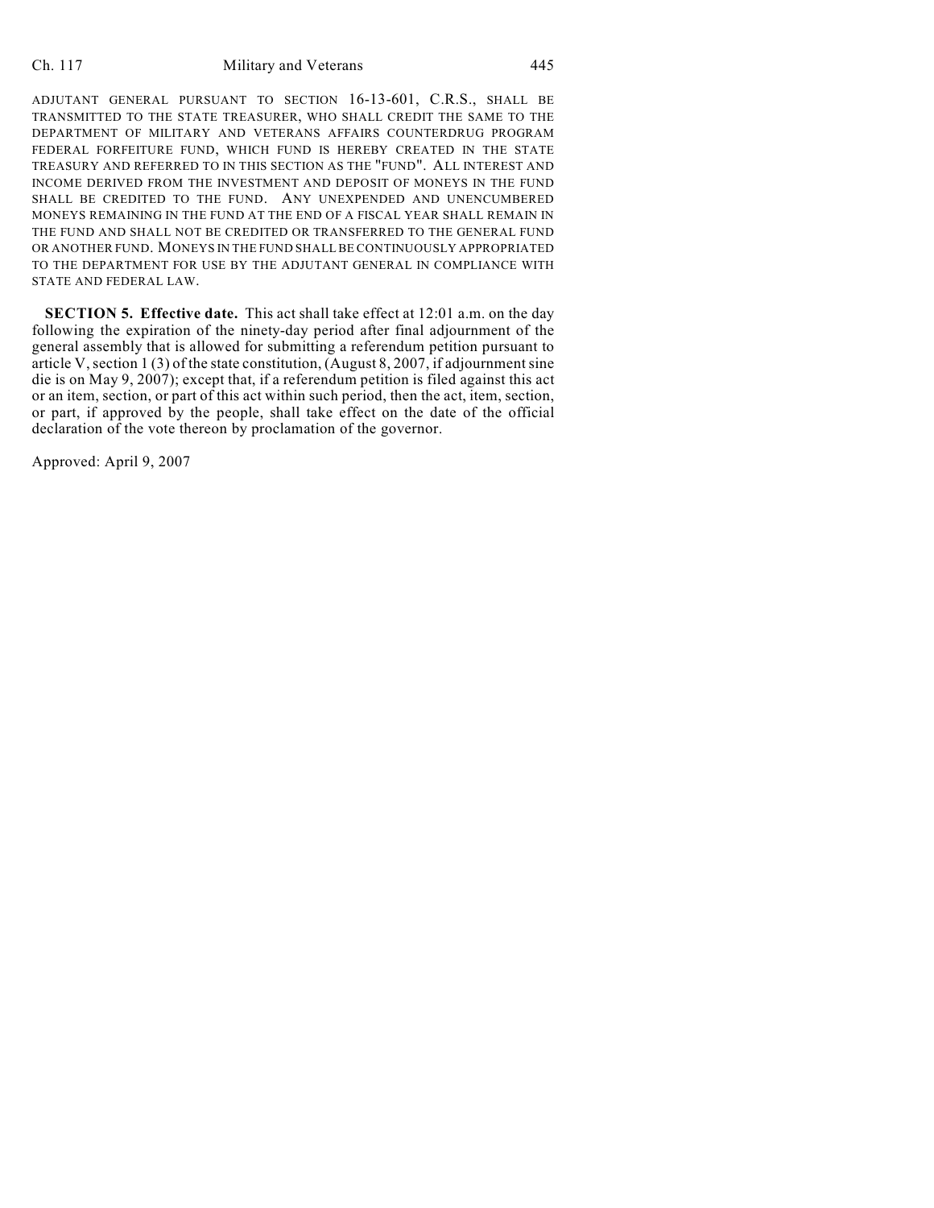ADJUTANT GENERAL PURSUANT TO SECTION 16-13-601, C.R.S., SHALL BE TRANSMITTED TO THE STATE TREASURER, WHO SHALL CREDIT THE SAME TO THE DEPARTMENT OF MILITARY AND VETERANS AFFAIRS COUNTERDRUG PROGRAM FEDERAL FORFEITURE FUND, WHICH FUND IS HEREBY CREATED IN THE STATE TREASURY AND REFERRED TO IN THIS SECTION AS THE "FUND". ALL INTEREST AND INCOME DERIVED FROM THE INVESTMENT AND DEPOSIT OF MONEYS IN THE FUND SHALL BE CREDITED TO THE FUND. ANY UNEXPENDED AND UNENCUMBERED MONEYS REMAINING IN THE FUND AT THE END OF A FISCAL YEAR SHALL REMAIN IN THE FUND AND SHALL NOT BE CREDITED OR TRANSFERRED TO THE GENERAL FUND OR ANOTHER FUND. MONEYS IN THE FUND SHALL BE CONTINUOUSLY APPROPRIATED TO THE DEPARTMENT FOR USE BY THE ADJUTANT GENERAL IN COMPLIANCE WITH STATE AND FEDERAL LAW.

**SECTION 5. Effective date.** This act shall take effect at 12:01 a.m. on the day following the expiration of the ninety-day period after final adjournment of the general assembly that is allowed for submitting a referendum petition pursuant to article V, section 1 (3) of the state constitution, (August 8, 2007, if adjournment sine die is on May 9, 2007); except that, if a referendum petition is filed against this act or an item, section, or part of this act within such period, then the act, item, section, or part, if approved by the people, shall take effect on the date of the official declaration of the vote thereon by proclamation of the governor.

Approved: April 9, 2007